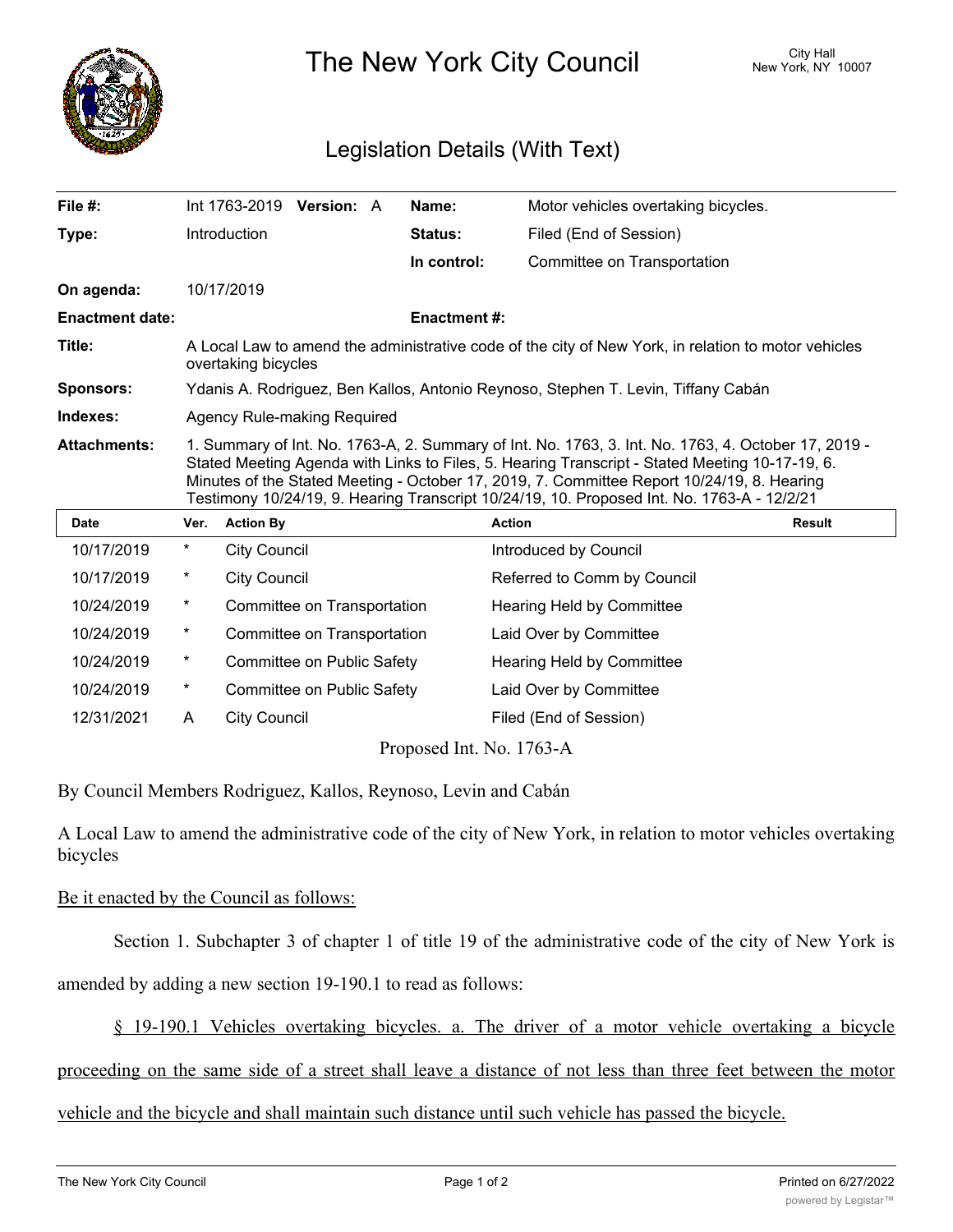# The New York City Council

City Hall
New York, NY 10007

## Legislation Details (With Text)

| | | | |
|---|---|---|---|
| **File #:** | Int 1763-2019 **Version:** A | **Name:** | Motor vehicles overtaking bicycles. |
| **Type:** | Introduction | **Status:** | Filed (End of Session) |
| | | **In control:** | Committee on Transportation |
| **On agenda:** | 10/17/2019 | | |
| **Enactment date:** | | **Enactment #:** | |

**Title:** A Local Law to amend the administrative code of the city of New York, in relation to motor vehicles overtaking bicycles

**Sponsors:** Ydanis A. Rodriguez, Ben Kallos, Antonio Reynoso, Stephen T. Levin, Tiffany Cabán

**Indexes:** Agency Rule-making Required

**Attachments:** 1. Summary of Int. No. 1763-A, 2. Summary of Int. No. 1763, 3. Int. No. 1763, 4. October 17, 2019 - Stated Meeting Agenda with Links to Files, 5. Hearing Transcript - Stated Meeting 10-17-19, 6. Minutes of the Stated Meeting - October 17, 2019, 7. Committee Report 10/24/19, 8. Hearing Testimony 10/24/19, 9. Hearing Transcript 10/24/19, 10. Proposed Int. No. 1763-A - 12/2/21

| Date | Ver. | Action By | Action | Result |
|---|---|---|---|---|
| 10/17/2019 | * | City Council | Introduced by Council | |
| 10/17/2019 | * | City Council | Referred to Comm by Council | |
| 10/24/2019 | * | Committee on Transportation | Hearing Held by Committee | |
| 10/24/2019 | * | Committee on Transportation | Laid Over by Committee | |
| 10/24/2019 | * | Committee on Public Safety | Hearing Held by Committee | |
| 10/24/2019 | * | Committee on Public Safety | Laid Over by Committee | |
| 12/31/2021 | A | City Council | Filed (End of Session) | |

Proposed Int. No. 1763-A

By Council Members Rodriguez, Kallos, Reynoso, Levin and Cabán

A Local Law to amend the administrative code of the city of New York, in relation to motor vehicles overtaking bicycles

Be it enacted by the Council as follows:

Section 1. Subchapter 3 of chapter 1 of title 19 of the administrative code of the city of New York is amended by adding a new section 19-190.1 to read as follows:

§ 19-190.1 Vehicles overtaking bicycles. a. The driver of a motor vehicle overtaking a bicycle proceeding on the same side of a street shall leave a distance of not less than three feet between the motor vehicle and the bicycle and shall maintain such distance until such vehicle has passed the bicycle.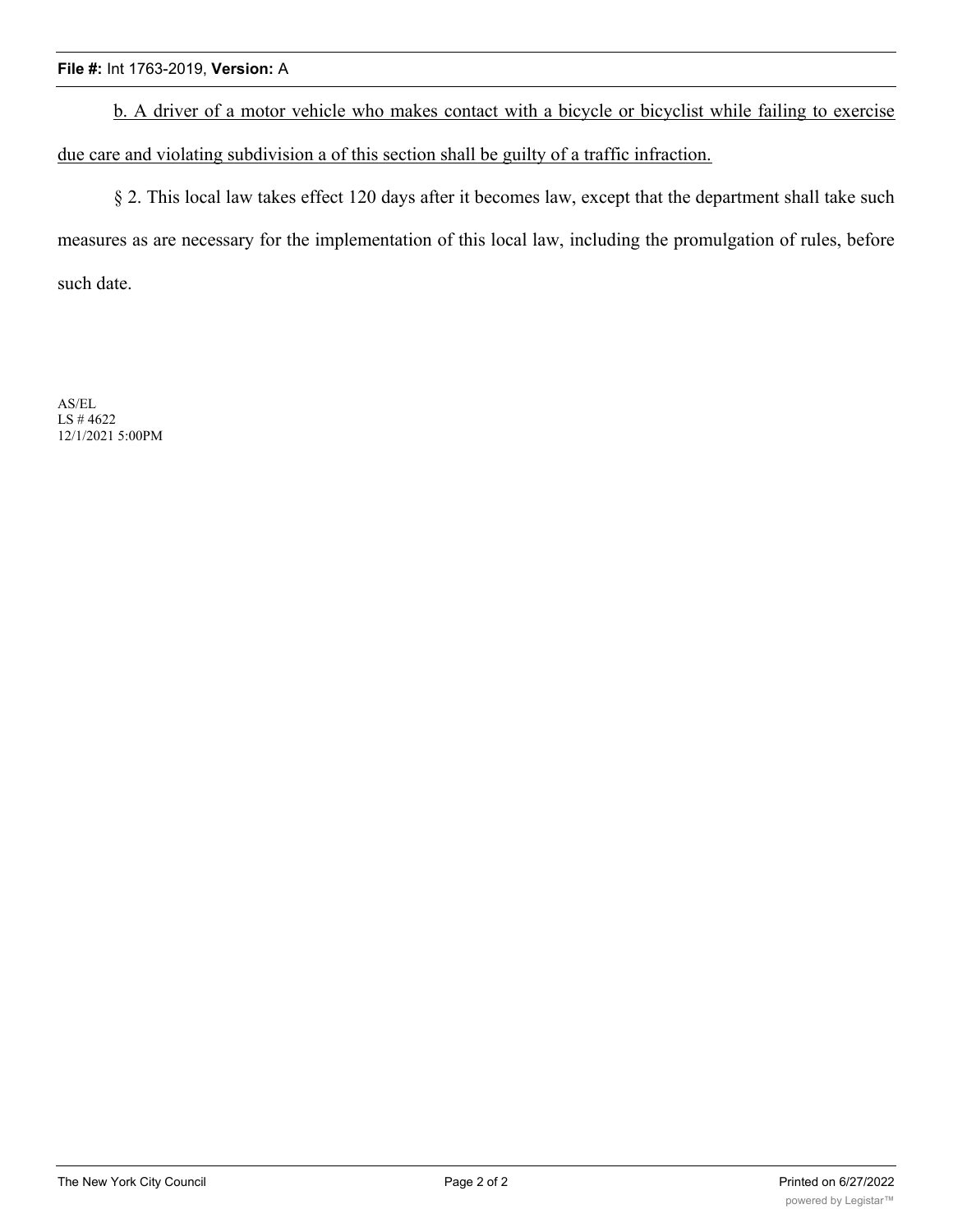b. A driver of a motor vehicle who makes contact with a bicycle or bicyclist while failing to exercise due care and violating subdivision a of this section shall be guilty of a traffic infraction.

§ 2. This local law takes effect 120 days after it becomes law, except that the department shall take such measures as are necessary for the implementation of this local law, including the promulgation of rules, before such date.

AS/EL
LS # 4622
12/1/2021 5:00PM